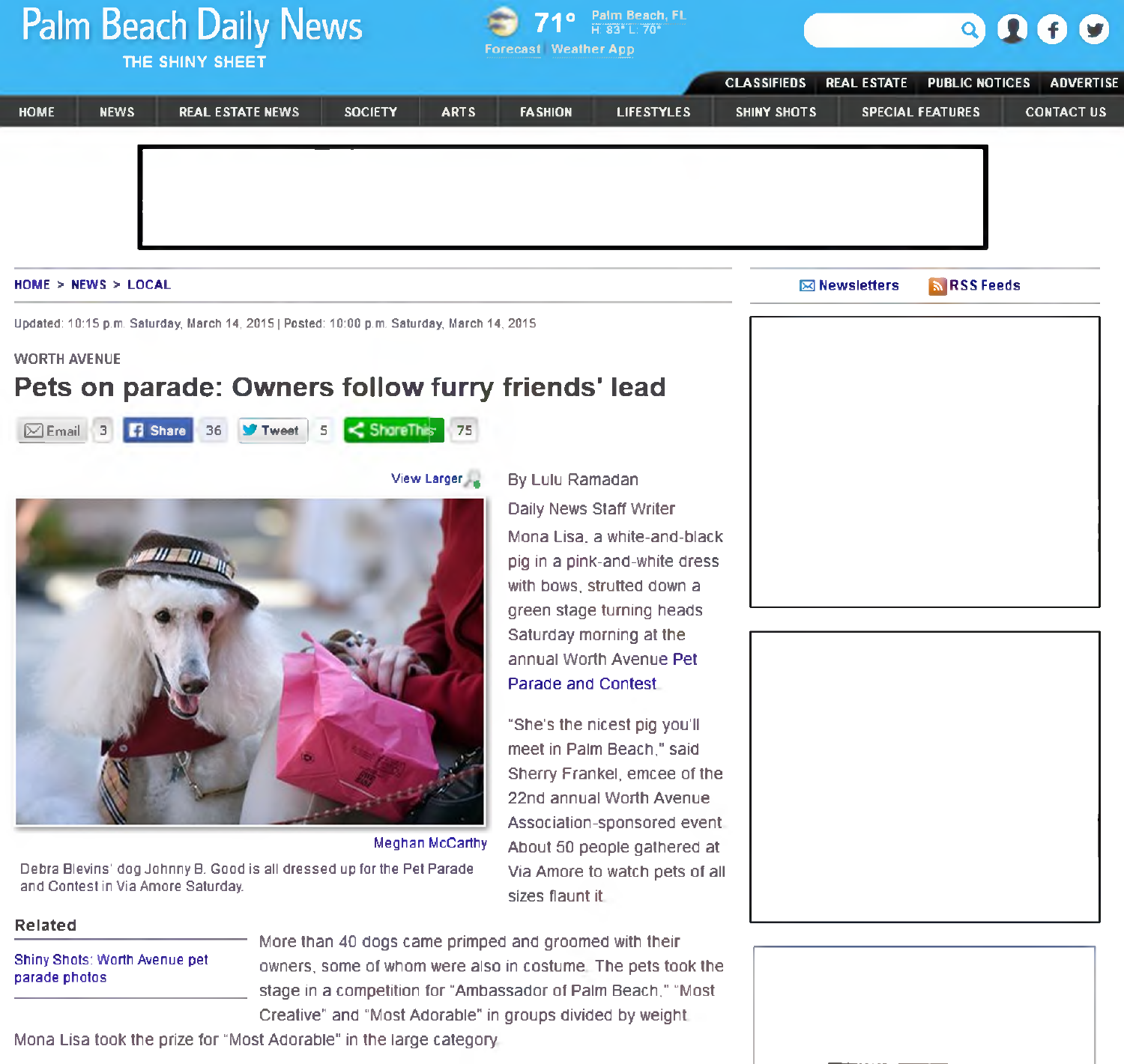# Palm Beach Daily News

THE SHINY SHEET

71° Palm Beach, FL H: 83° L: 70°

Forecast | Weather App

CLASSIFIEDS | REAL ESTATE | PUBLIC NOTICES | ADVERTISE

HOME | NEWS | REAL ESTATE NEWS | SOCIETY | ARTS | FASHION | LIFESTYLES | SHINY SHOTS | SPECIAL FEATURES | CONTACT US

HOME > NEWS > LOCAL

Newsletters | RSS Feeds

Updated: 10:15 p.m. Saturday, March 14, 2015 | Posted: 10:00 p.m. Saturday, March 14, 2015

WORTH AVENUE

## Pets on parade: Owners follow furry friends' lead

Email 3 | Share 36 | Tweet 5 | ShareThis 75

View Larger

Meghan McCarthy

Debra Blevins' dog Johnny B. Good is all dressed up for the Pet Parade and Contest in Via Amore Saturday.

By Lulu Ramadan

Daily News Staff Writer

Mona Lisa, a white-and-black pig in a pink-and-white dress with bows, strutted down a green stage turning heads Saturday morning at the annual Worth Avenue Pet Parade and Contest.

"She's the nicest pig you'll meet in Palm Beach," said Sherry Frankel, emcee of the 22nd annual Worth Avenue Association-sponsored event. About 50 people gathered at Via Amore to watch pets of all sizes flaunt it.

### Related

Shiny Shots: Worth Avenue pet parade photos

More than 40 dogs came primped and groomed with their owners, some of whom were also in costume. The pets took the stage in a competition for "Ambassador of Palm Beach," "Most Creative" and "Most Adorable" in groups divided by weight.

Mona Lisa took the prize for "Most Adorable" in the large category.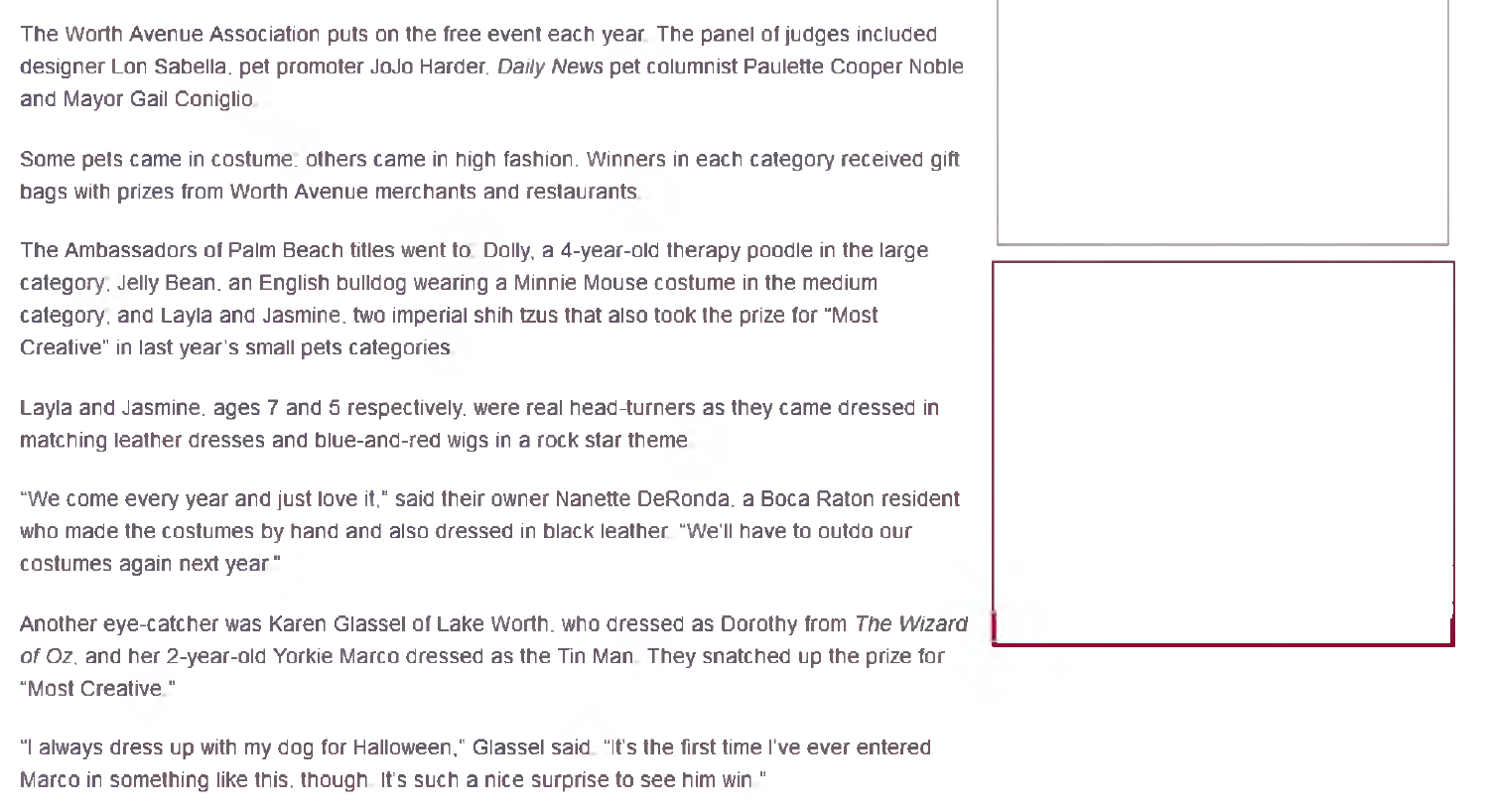The Worth Avenue Association puts on the free event each year. The panel of judges included designer Lon Sabella, pet promoter JoJo Harder, *Daily News* pet columnist Paulette Cooper Noble and Mayor Gail Coniglio.

Some pets came in costume; others came in high fashion. Winners in each category received gift bags with prizes from Worth Avenue merchants and restaurants.

The Ambassadors of Palm Beach titles went to: Dolly, a 4-year-old therapy poodle in the large category; Jelly Bean, an English bulldog wearing a Minnie Mouse costume in the medium category; and Layla and Jasmine, two imperial shih tzus that also took the prize for "Most Creative" in last year's small pets categories.

Layla and Jasmine, ages 7 and 5 respectively, were real head-turners as they came dressed in matching leather dresses and blue-and-red wigs in a rock star theme.

"We come every year and just love it," said their owner Nanette DeRonda, a Boca Raton resident who made the costumes by hand and also dressed in black leather. "We'll have to outdo our costumes again next year."

Another eye-catcher was Karen Glassel of Lake Worth, who dressed as Dorothy from *The Wizard of Oz*, and her 2-year-old Yorkie Marco dressed as the Tin Man. They snatched up the prize for "Most Creative."

"I always dress up with my dog for Halloween," Glassel said. "It's the first time I've ever entered Marco in something like this, though. It's such a nice surprise to see him win."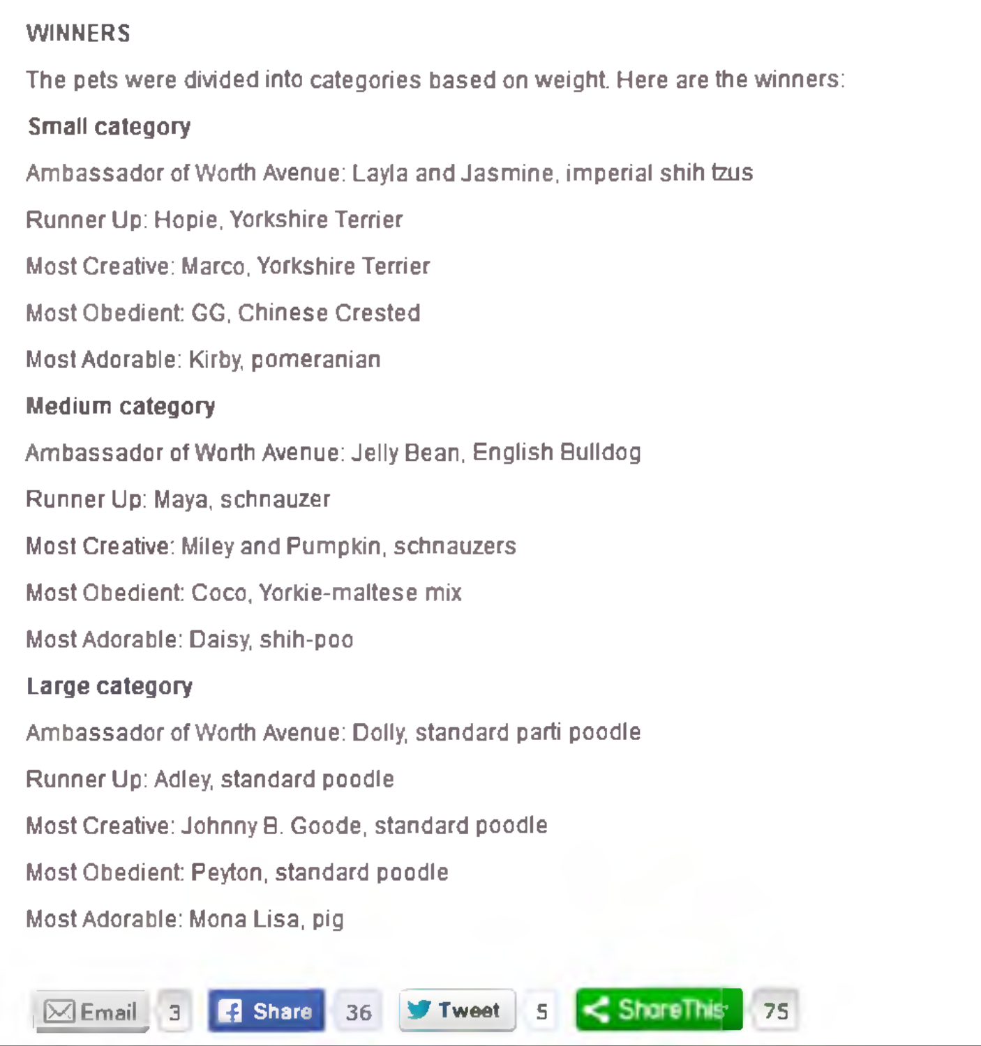## WINNERS

The pets were divided into categories based on weight. Here are the winners:

**Small category**

Ambassador of Worth Avenue: Layla and Jasmine, imperial shih tzus

Runner Up: Hopie, Yorkshire Terrier

Most Creative: Marco, Yorkshire Terrier

Most Obedient: GG, Chinese Crested

Most Adorable: Kirby, pomeranian

**Medium category**

Ambassador of Worth Avenue: Jelly Bean, English Bulldog

Runner Up: Maya, schnauzer

Most Creative: Miley and Pumpkin, schnauzers

Most Obedient: Coco, Yorkie-maltese mix

Most Adorable: Daisy, shih-poo

**Large category**

Ambassador of Worth Avenue: Dolly, standard parti poodle

Runner Up: Adley, standard poodle

Most Creative: Johnny B. Goode, standard poodle

Most Obedient: Peyton, standard poodle

Most Adorable: Mona Lisa, pig

Email 3 Share 36 Tweet 5 ShareThis 75